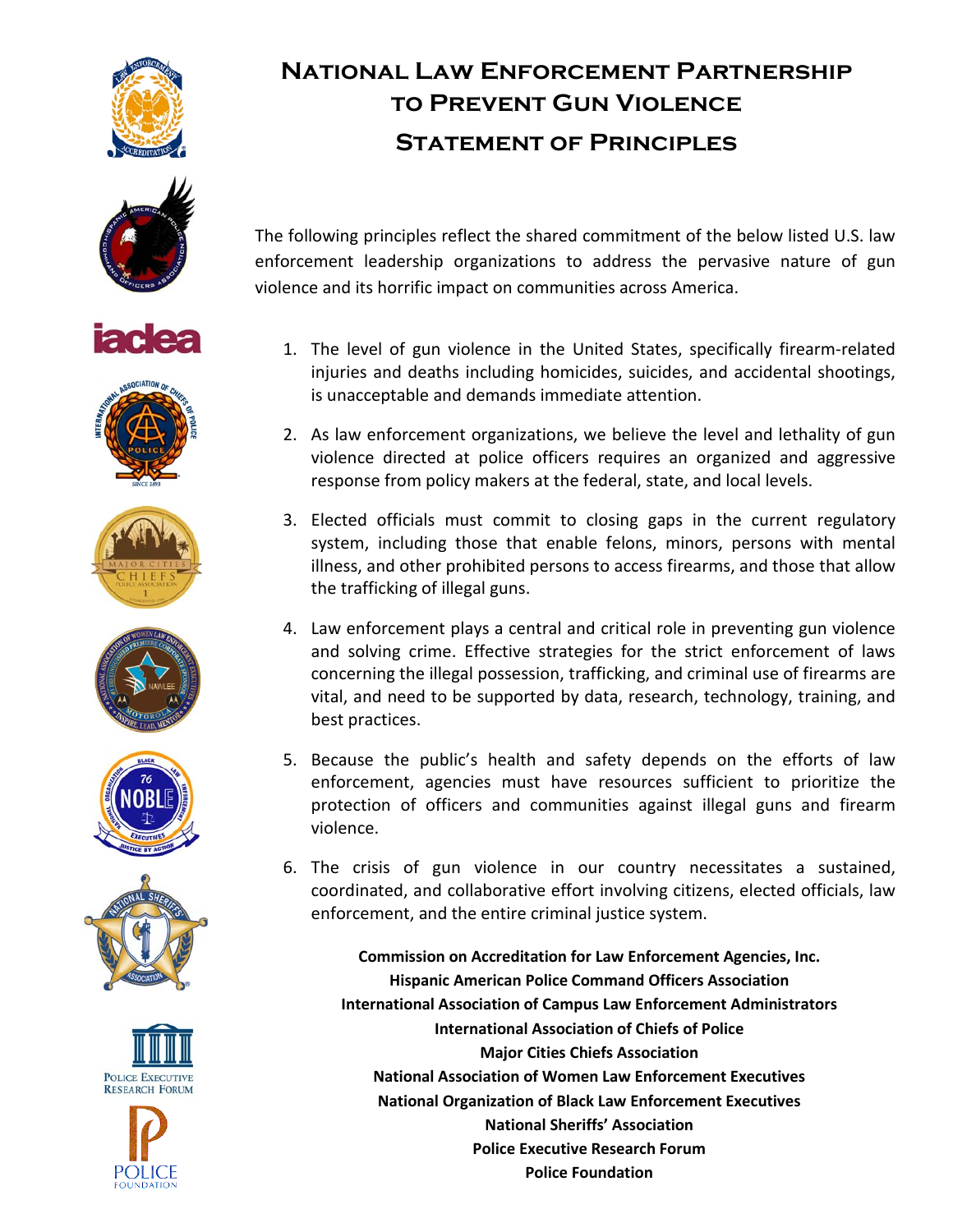# National Law Enforcement Partnership to Prevent Gun Violence

## Statement of Principles

The following principles reflect the shared commitment of the below listed U.S. law enforcement leadership organizations to address the pervasive nature of gun violence and its horrific impact on communities across America.

1. The level of gun violence in the United States, specifically firearm-related injuries and deaths including homicides, suicides, and accidental shootings, is unacceptable and demands immediate attention.
2. As law enforcement organizations, we believe the level and lethality of gun violence directed at police officers requires an organized and aggressive response from policy makers at the federal, state, and local levels.
3. Elected officials must commit to closing gaps in the current regulatory system, including those that enable felons, minors, persons with mental illness, and other prohibited persons to access firearms, and those that allow the trafficking of illegal guns.
4. Law enforcement plays a central and critical role in preventing gun violence and solving crime. Effective strategies for the strict enforcement of laws concerning the illegal possession, trafficking, and criminal use of firearms are vital, and need to be supported by data, research, technology, training, and best practices.
5. Because the public's health and safety depends on the efforts of law enforcement, agencies must have resources sufficient to prioritize the protection of officers and communities against illegal guns and firearm violence.
6. The crisis of gun violence in our country necessitates a sustained, coordinated, and collaborative effort involving citizens, elected officials, law enforcement, and the entire criminal justice system.

**Commission on Accreditation for Law Enforcement Agencies, Inc.**
**Hispanic American Police Command Officers Association**
**International Association of Campus Law Enforcement Administrators**
**International Association of Chiefs of Police**
**Major Cities Chiefs Association**
**National Association of Women Law Enforcement Executives**
**National Organization of Black Law Enforcement Executives**
**National Sheriffs' Association**
**Police Executive Research Forum**
**Police Foundation**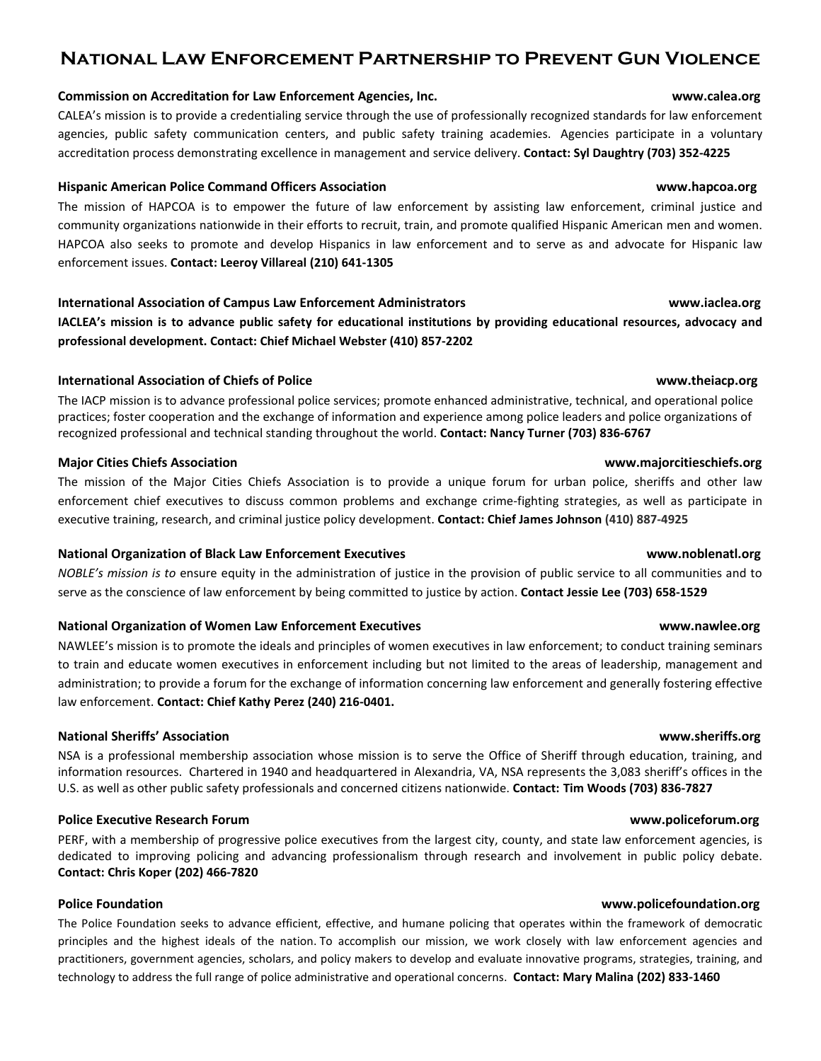# National Law Enforcement Partnership to Prevent Gun Violence

**Commission on Accreditation for Law Enforcement Agencies, Inc.** **www.calea.org**

CALEA's mission is to provide a credentialing service through the use of professionally recognized standards for law enforcement agencies, public safety communication centers, and public safety training academies. Agencies participate in a voluntary accreditation process demonstrating excellence in management and service delivery. **Contact: Syl Daughtry (703) 352-4225**

**Hispanic American Police Command Officers Association** **www.hapcoa.org**

The mission of HAPCOA is to empower the future of law enforcement by assisting law enforcement, criminal justice and community organizations nationwide in their efforts to recruit, train, and promote qualified Hispanic American men and women. HAPCOA also seeks to promote and develop Hispanics in law enforcement and to serve as and advocate for Hispanic law enforcement issues. **Contact: Leeroy Villareal (210) 641-1305**

**International Association of Campus Law Enforcement Administrators** **www.iaclea.org**

**IACLEA's mission is to advance public safety for educational institutions by providing educational resources, advocacy and professional development. Contact: Chief Michael Webster (410) 857-2202**

**International Association of Chiefs of Police** **www.theiacp.org**

The IACP mission is to advance professional police services; promote enhanced administrative, technical, and operational police practices; foster cooperation and the exchange of information and experience among police leaders and police organizations of recognized professional and technical standing throughout the world. **Contact: Nancy Turner (703) 836-6767**

**Major Cities Chiefs Association** **www.majorcitieschiefs.org**

The mission of the Major Cities Chiefs Association is to provide a unique forum for urban police, sheriffs and other law enforcement chief executives to discuss common problems and exchange crime-fighting strategies, as well as participate in executive training, research, and criminal justice policy development. **Contact: Chief James Johnson (410) 887-4925**

**National Organization of Black Law Enforcement Executives** **www.noblenatl.org**

*NOBLE's mission is to* ensure equity in the administration of justice in the provision of public service to all communities and to serve as the conscience of law enforcement by being committed to justice by action. **Contact Jessie Lee (703) 658-1529**

**National Organization of Women Law Enforcement Executives** **www.nawlee.org**

NAWLEE's mission is to promote the ideals and principles of women executives in law enforcement; to conduct training seminars to train and educate women executives in enforcement including but not limited to the areas of leadership, management and administration; to provide a forum for the exchange of information concerning law enforcement and generally fostering effective law enforcement. **Contact: Chief Kathy Perez (240) 216-0401.**

**National Sheriffs' Association** **www.sheriffs.org**

NSA is a professional membership association whose mission is to serve the Office of Sheriff through education, training, and information resources. Chartered in 1940 and headquartered in Alexandria, VA, NSA represents the 3,083 sheriff's offices in the U.S. as well as other public safety professionals and concerned citizens nationwide. **Contact: Tim Woods (703) 836-7827**

**Police Executive Research Forum** **www.policeforum.org**

PERF, with a membership of progressive police executives from the largest city, county, and state law enforcement agencies, is dedicated to improving policing and advancing professionalism through research and involvement in public policy debate. **Contact: Chris Koper (202) 466-7820**

**Police Foundation** **www.policefoundation.org**

The Police Foundation seeks to advance efficient, effective, and humane policing that operates within the framework of democratic principles and the highest ideals of the nation. To accomplish our mission, we work closely with law enforcement agencies and practitioners, government agencies, scholars, and policy makers to develop and evaluate innovative programs, strategies, training, and technology to address the full range of police administrative and operational concerns. **Contact: Mary Malina (202) 833-1460**